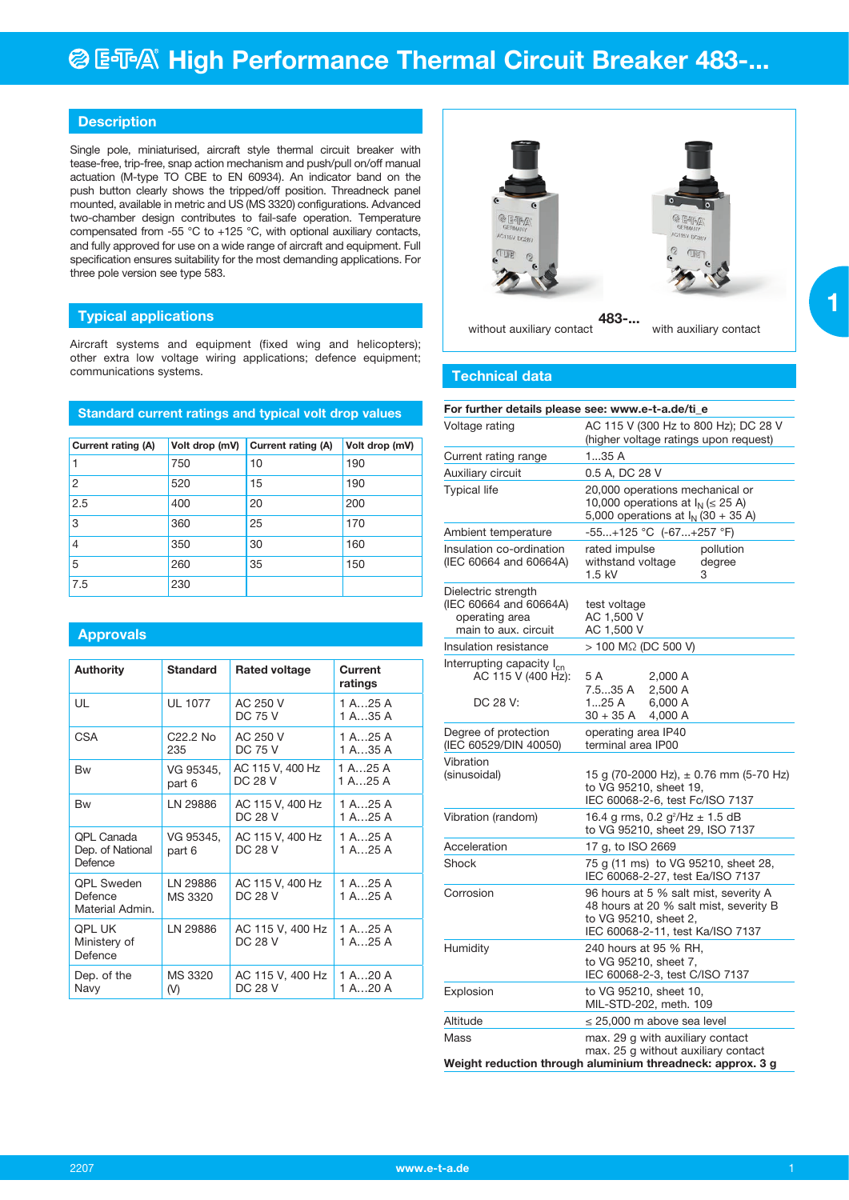# E-T-A High Performance Thermal Circuit Breaker 483-...

## Description

Single pole, miniaturised, aircraft style thermal circuit breaker with tease-free, trip-free, snap action mechanism and push/pull on/off manual actuation (M-type TO CBE to EN 60934). An indicator band on the push button clearly shows the tripped/off position. Threadneck panel mounted, available in metric and US (MS 3320) configurations. Advanced two-chamber design contributes to fail-safe operation. Temperature compensated from -55 °C to +125 °C, with optional auxiliary contacts, and fully approved for use on a wide range of aircraft and equipment. Full specification ensures suitability for the most demanding applications. For three pole version see type 583.

## Typical applications

Aircraft systems and equipment (fixed wing and helicopters); other extra low voltage wiring applications; defence equipment; communications systems.

## Standard current ratings and typical volt drop values

| Current rating (A) | Volt drop (mV) | Current rating (A) | Volt drop (mV) |
|---|---|---|---|
| 1 | 750 | 10 | 190 |
| 2 | 520 | 15 | 190 |
| 2.5 | 400 | 20 | 200 |
| 3 | 360 | 25 | 170 |
| 4 | 350 | 30 | 160 |
| 5 | 260 | 35 | 150 |
| 7.5 | 230 | | |

## Approvals

| Authority | Standard | Rated voltage | Current ratings |
|---|---|---|---|
| UL | UL 1077 | AC 250 V<br>DC 75 V | 1 A...25 A<br>1 A...35 A |
| CSA | C22.2 No 235 | AC 250 V<br>DC 75 V | 1 A...25 A<br>1 A...35 A |
| Bw | VG 95345, part 6 | AC 115 V, 400 Hz<br>DC 28 V | 1 A...25 A<br>1 A...25 A |
| Bw | LN 29886 | AC 115 V, 400 Hz<br>DC 28 V | 1 A...25 A<br>1 A...25 A |
| QPL Canada Dep. of National Defence | VG 95345, part 6 | AC 115 V, 400 Hz<br>DC 28 V | 1 A...25 A<br>1 A...25 A |
| QPL Sweden Defence Material Admin. | LN 29886<br>MS 3320 | AC 115 V, 400 Hz<br>DC 28 V | 1 A...25 A<br>1 A...25 A |
| QPL UK Ministery of Defence | LN 29886 | AC 115 V, 400 Hz<br>DC 28 V | 1 A...25 A<br>1 A...25 A |
| Dep. of the Navy | MS 3320 (V) | AC 115 V, 400 Hz<br>DC 28 V | 1 A...20 A<br>1 A...20 A |

without auxiliary contact — **483-...** — with auxiliary contact

## Technical data

**For further details please see: www.e-t-a.de/ti_e**

| | |
|---|---|
| Voltage rating | AC 115 V (300 Hz to 800 Hz); DC 28 V<br>(higher voltage ratings upon request) |
| Current rating range | 1...35 A |
| Auxiliary circuit | 0.5 A, DC 28 V |
| Typical life | 20,000 operations mechanical or<br>10,000 operations at $I_N$ (≤ 25 A)<br>5,000 operations at $I_N$ (30 + 35 A) |
| Ambient temperature | -55...+125 °C (-67...+257 °F) |
| Insulation co-ordination<br>(IEC 60664 and 60664A) | rated impulse withstand voltage 1.5 kV; pollution degree 3 |
| Dielectric strength<br>(IEC 60664 and 60664A)<br>operating area<br>main to aux. circuit | test voltage<br>AC 1,500 V<br>AC 1,500 V |
| Insulation resistance | > 100 MΩ (DC 500 V) |
| Interrupting capacity $I_{cn}$<br>AC 115 V (400 Hz):<br><br>DC 28 V: | 5 A: 2,000 A<br>7.5...35 A: 2,500 A<br>1...25 A: 6,000 A<br>30 + 35 A: 4,000 A |
| Degree of protection<br>(IEC 60529/DIN 40050) | operating area IP40<br>terminal area IP00 |
| Vibration<br>(sinusoidal) | 15 g (70-2000 Hz), ± 0.76 mm (5-70 Hz)<br>to VG 95210, sheet 19,<br>IEC 60068-2-6, test Fc/ISO 7137 |
| Vibration (random) | 16.4 g rms, 0.2 $g^2$/Hz ± 1.5 dB<br>to VG 95210, sheet 29, ISO 7137 |
| Acceleration | 17 g, to ISO 2669 |
| Shock | 75 g (11 ms) to VG 95210, sheet 28,<br>IEC 60068-2-27, test Ea/ISO 7137 |
| Corrosion | 96 hours at 5 % salt mist, severity A<br>48 hours at 20 % salt mist, severity B<br>to VG 95210, sheet 2,<br>IEC 60068-2-11, test Ka/ISO 7137 |
| Humidity | 240 hours at 95 % RH,<br>to VG 95210, sheet 7,<br>IEC 60068-2-3, test C/ISO 7137 |
| Explosion | to VG 95210, sheet 10,<br>MIL-STD-202, meth. 109 |
| Altitude | ≤ 25,000 m above sea level |
| Mass | max. 29 g with auxiliary contact<br>max. 25 g without auxiliary contact |

**Weight reduction through aluminium threadneck: approx. 3 g**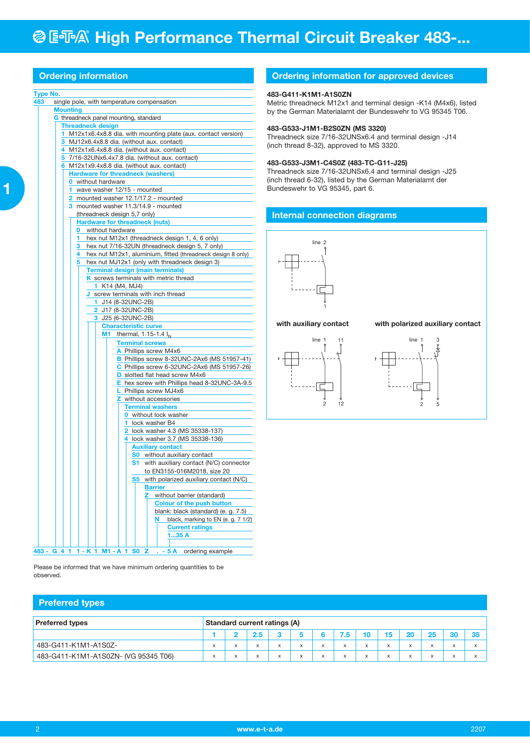# High Performance Thermal Circuit Breaker 483-...

## Ordering information

**Type No.**
483 single pole, with temperature compensation

- **Mounting**
  - G threadneck panel mounting, standard
- **Threadneck design**
  - 1 M12x1x6.4x8.8 dia. with mounting plate (aux. contact version)
  - 3 MJ12x6.4x8.8 dia. (without aux. contact)
  - 4 M12x1x6.4x8.8 dia. (without aux. contact)
  - 5 7/16-32UNx6.4x7.8 dia. (without aux. contact)
  - 6 M12x1x9.4x8.8 dia. (without aux. contact)
- **Hardware for threadneck (washers)**
  - 0 without hardware
  - 1 wave washer 12/15 - mounted
  - 2 mounted washer 12.1/17.2 - mounted
  - 3 mounted washer 11.3/14.9 - mounted (threadneck design 5,7 only)
- **Hardware for threadneck (nuts)**
  - 0 without hardware
  - 1 hex nut M12x1 (threadneck design 1, 4, 6 only)
  - 3 hex nut 7/16-32UN (threadneck design 5, 7 only)
  - 4 hex nut M12x1, aluminium, fitted (threadneck design 8 only)
  - 5 hex nut MJ12x1 (only with threadneck design 3)
- **Terminal design (main terminals)**
  - K screws terminals with metric thread
    - 1 K14 (M4, MJ4)
  - J screw terminals with inch thread
    - 1 J14 (8-32UNC-2B)
    - 2 J17 (8-32UNC-2B)
    - 3 J25 (6-32UNC-2B)
- **Characteristic curve**
  - M1 thermal, 1.15-1.4 $I_N$
- **Terminal screws**
  - A Phillips screw M4x6
  - B Phillips screw 8-32UNC-2Ax6 (MS 51957-41)
  - C Phillips screw 6-32UNC-2Ax6 (MS 51957-26)
  - D slotted flat head screw M4x6
  - E hex screw with Phillips head 8-32UNC-3A-9.5
  - L Phillips screw MJ4x6
  - Z without accessories
- **Terminal washers**
  - 0 without lock washer
  - 1 lock washer B4
  - 2 lock washer 4.3 (MS 35338-137)
  - 4 lock washer 3.7 (MS 35338-136)
- **Auxiliary contact**
  - S0 without auxiliary contact
  - S1 with auxiliary contact (N/C) connector to EN3155-016M2018, size 20
  - S5 with polarized auxiliary contact (N/C)
- **Barrier**
  - Z without barrier (standard)
- **Colour of the push button**
  - blank: black (standard) (e. g. 7.5)
  - N black, marking to EN (e. g. 7 1/2)
- **Current ratings**
  - 1...35 A

483 - G 4 1 1 - K 1 M1 - A 1 S0 Z . - 5 A ordering example

Please be informed that we have minimum ordering quantities to be observed.

## Ordering information for approved devices

**483-G411-K1M1-A1S0ZN**
Metric threadneck M12x1 and terminal design -K14 (M4x6), listed by the German Materialamt der Bundeswehr to VG 95345 T06.

**483-G533-J1M1-B2S0ZN (MS 3320)**
Threadneck size 7/16-32UNSx6.4 and terminal design -J14 (inch thread 8-32), approved to MS 3320.

**483-G533-J3M1-C4S0Z (483-TC-G11-J25)**
Threadneck size 7/16-32UNSx6.4 and terminal design -J25 (inch thread 6-32), listed by the German Materialamt der Bundeswehr to VG 95345, part 6.

## Internal connection diagrams

line 2, 1

**with auxiliary contact**: line 1, 11, 2, 12

**with polarized auxiliary contact**: line 1, 3, 2, 5

## Preferred types

| Preferred types | Standard current ratings (A) | | | | | | | | | | | | |
|---|---|---|---|---|---|---|---|---|---|---|---|---|---|
| | 1 | 2 | 2.5 | 3 | 5 | 6 | 7.5 | 10 | 15 | 20 | 25 | 30 | 35 |
| 483-G411-K1M1-A1S0Z- | x | x | x | x | x | x | x | x | x | x | x | x | x |
| 483-G411-K1M1-A1S0ZN- (VG 95345 T06) | x | x | x | x | x | x | x | x | x | x | x | x | x |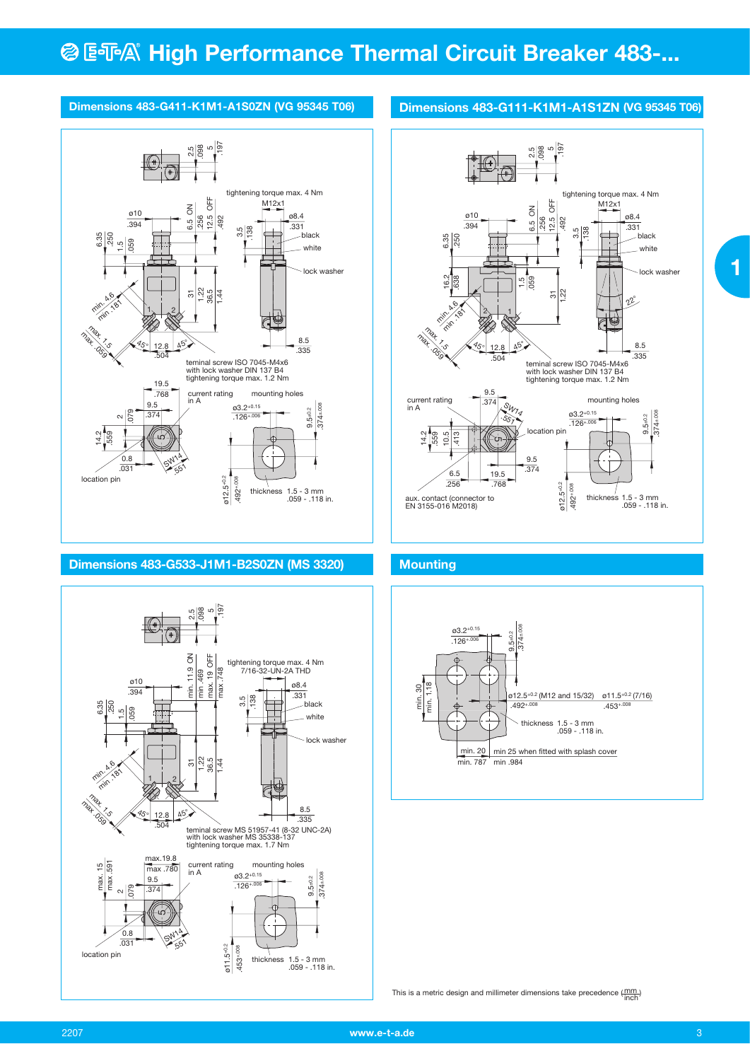# High Performance Thermal Circuit Breaker 483-...

## Dimensions 483-G411-K1M1-A1S0ZN (VG 95345 T06)

2.5 .098 5 .197

tightening torque max. 4 Nm

M12x1

ø10 .394

6.5 ON .256 12.5 OFF .492

ø8.4 .331

3.5 .138

black

white

6.35 .250 1.5 .059

lock washer

31 1.22 36.5 1.44

min. 4.6 min .181

max. 1.5 max. .059

45° 12.8 .504 45°

8.5 .335

teminal screw ISO 7045-M4x6 with lock washer DIN 137 B4 tightening torque max. 1.2 Nm

19.5 .768

current rating in A

mounting holes

9.5 .374

2 .079

ø3.2+0.15 .126+.006

9.5±0.2 .374±.008

14.2 .559

0.8 .031

SW14 .551

location pin

ø12.5+0.2 .492+.008

thickness 1.5 - 3 mm .059 - .118 in.

## Dimensions 483-G111-K1M1-A1S1ZN (VG 95345 T06)

2.5 .098 5 .197

tightening torque max. 4 Nm

M12x1

ø10 .394

6.5 ON .256 12.5 OFF .492

ø8.4 .331

3.5 .138

black

white

6.35 .250

16.2 .638

1.5 .059

lock washer

31 1.22

min. 4.6 min .181

22°

max. 1.5 max. .059

45° 12.8 .504 45°

8.5 .335

teminal screw ISO 7045-M4x6 with lock washer DIN 137 B4 tightening torque max. 1.2 Nm

current rating in A

9.5 .374

SW14 .551

mounting holes

ø3.2+0.15 .126+.006

9.5±0.2 .374±.008

14.2 .559 10.5 .413

location pin

6.5 .256

19.5 .768

9.5 .374

aux. contact (connector to EN 3155-016 M2018)

ø12.5+0.2 .492+.008

thickness 1.5 - 3 mm .059 - .118 in.

## Dimensions 483-G533-J1M1-B2S0ZN (MS 3320)

2.5 .098 5 .197

tightening torque max. 4 Nm

7/16-32-UN-2A THD

min. 11.9 ON min .469 max. 19 OFF max .748

ø10 .394

ø8.4 .331

3.5 .138

black

white

6.35 .250 1.5 .059

lock washer

31 1.22 36.5 1.44

min. 4.6 min .181

max. 1.5 max. .059

45° 12.8 .504 45°

8.5 .335

teminal screw MS 51957-41 (8-32 UNC-2A) with lock washer MS 35338-137 tightening torque max. 1.7 Nm

max.19.8 max .780

current rating in A

mounting holes

max. 15 max .591

9.5 .374

2 .079

ø3.2+0.15 .126+.006

9.5±0.2 .374±.008

0.8 .031

SW14 .551

location pin

ø11.5+0.2 .453+.008

thickness 1.5 - 3 mm .059 - .118 in.

## Mounting

ø3.2+0.15 .126+.006

9.5±0.2 .374±.008

min. 30 min. 1.18

ø12.5+0.2 (M12 and 15/32) .492+.008

ø11.5+0.2 (7/16) .453+.008

thickness 1.5 - 3 mm .059 - .118 in.

min. 20 min. .787

min 25 when fitted with splash cover min .984

This is a metric design and millimeter dimensions take precedence (mm/inch)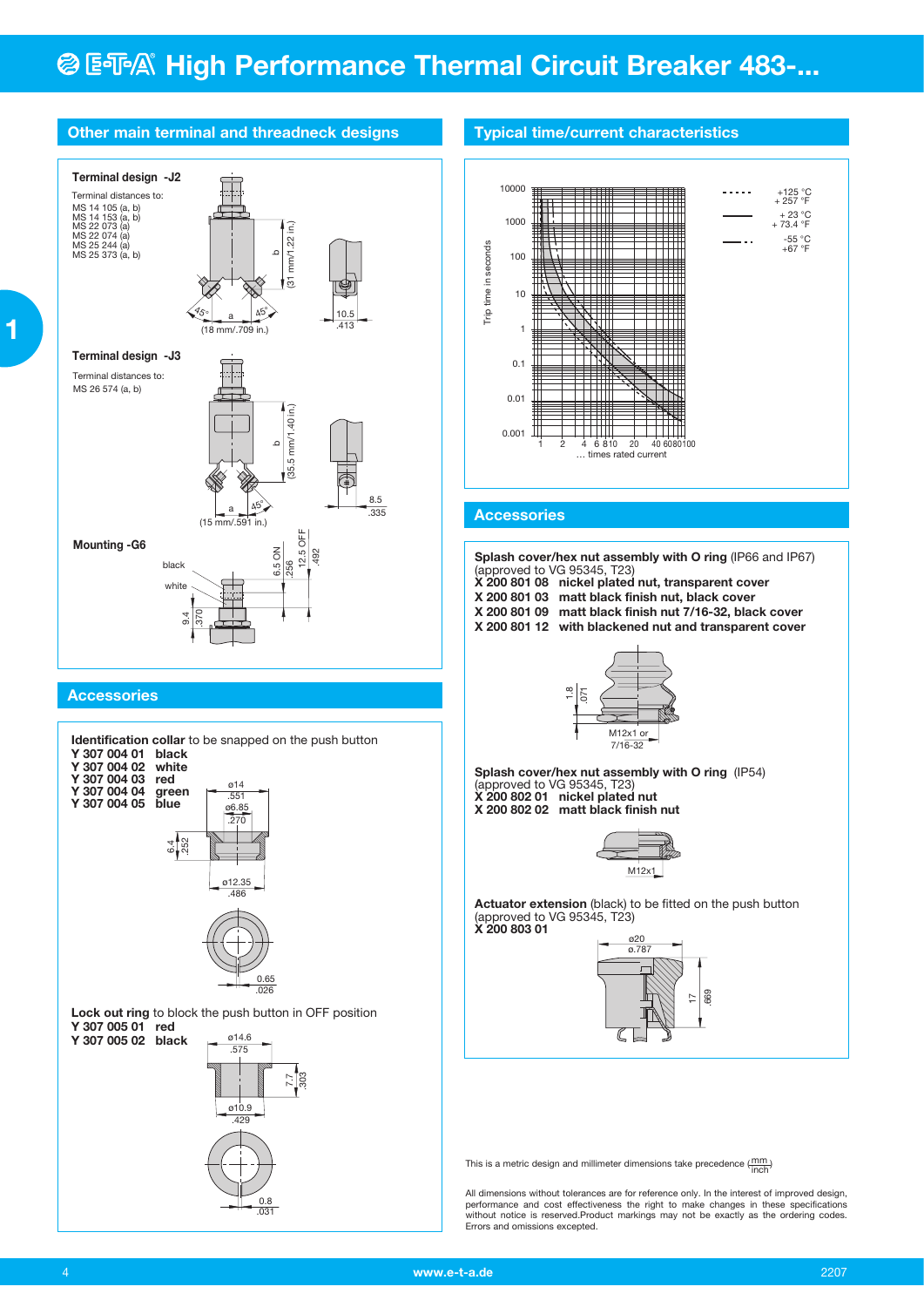# High Performance Thermal Circuit Breaker 483-...

## Other main terminal and threadneck designs

**Terminal design -J2**

Terminal distances to:
MS 14 105 (a, b)
MS 14 153 (a, b)
MS 22 073 (a)
MS 22 074 (a)
MS 25 244 (a)
MS 25 373 (a, b)

45°
a
45°
(18 mm/.709 in.)
b
(31 mm/1.22 in.)
10.5
.413

**Terminal design -J3**

Terminal distances to:
MS 26 574 (a, b)

a
45°
(15 mm/.591 in.)
b
(35.5 mm/1.40 in.)
8.5
.335

**Mounting -G6**

black
white
9.4
.370
6.5 ON
.256
12.5 OFF
.492

## Typical time/current characteristics

10000
1000
100
10
1
0.1
0.01
0.001

Trip time in seconds

1 2 4 6 8 10 20 40 60 80 100
... times rated current

+125 °C
+ 257 °F
+ 23 °C
+ 73.4 °F
-55 °C
+67 °F

## Accessories

**Identification collar** to be snapped on the push button
**Y 307 004 01 black**
**Y 307 004 02 white**
**Y 307 004 03 red**
**Y 307 004 04 green**
**Y 307 004 05 blue**

ø14
.551
ø6.85
.270
6.4
.252
ø12.35
.486
0.65
.026

**Lock out ring** to block the push button in OFF position
**Y 307 005 01 red**
**Y 307 005 02 black**

ø14.6
.575
7.7
.303
ø10.9
.429
0.8
.031

## Accessories

**Splash cover/hex nut assembly with O ring** (IP66 and IP67)
(approved to VG 95345, T23)
**X 200 801 08 nickel plated nut, transparent cover**
**X 200 801 03 matt black finish nut, black cover**
**X 200 801 09 matt black finish nut 7/16-32, black cover**
**X 200 801 12 with blackened nut and transparent cover**

1.8
.071
M12x1 or
7/16-32

**Splash cover/hex nut assembly with O ring** (IP54)
(approved to VG 95345, T23)
**X 200 802 01 nickel plated nut**
**X 200 802 02 matt black finish nut**

M12x1

**Actuator extension** (black) to be fitted on the push button
(approved to VG 95345, T23)
**X 200 803 01**

ø20
ø.787
17
.669

This is a metric design and millimeter dimensions take precedence (mm/inch)

All dimensions without tolerances are for reference only. In the interest of improved design, performance and cost effectiveness the right to make changes in these specifications without notice is reserved. Product markings may not be exactly as the ordering codes. Errors and omissions excepted.

www.e-t-a.de

2207